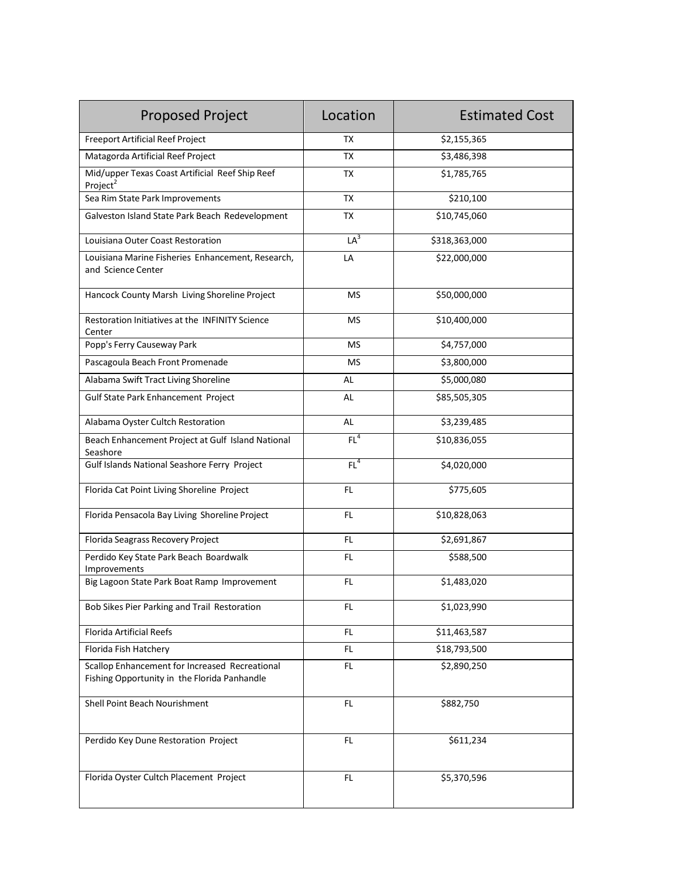| Proposed Project | Location | Estimated Cost |
| --- | --- | --- |
| Freeport Artificial Reef Project | TX | $2,155,365 |
| Matagorda Artificial Reef Project | TX | $3,486,398 |
| Mid/upper Texas Coast Artificial Reef Ship Reef Project[2] | TX | $1,785,765 |
| Sea Rim State Park Improvements | TX | $210,100 |
| Galveston Island State Park Beach Redevelopment | TX | $10,745,060 |
| Louisiana Outer Coast Restoration | LA[3] | $318,363,000 |
| Louisiana Marine Fisheries Enhancement, Research, and Science Center | LA | $22,000,000 |
| Hancock County Marsh Living Shoreline Project | MS | $50,000,000 |
| Restoration Initiatives at the INFINITY Science Center | MS | $10,400,000 |
| Popp's Ferry Causeway Park | MS | $4,757,000 |
| Pascagoula Beach Front Promenade | MS | $3,800,000 |
| Alabama Swift Tract Living Shoreline | AL | $5,000,080 |
| Gulf State Park Enhancement Project | AL | $85,505,305 |
| Alabama Oyster Cultch Restoration | AL | $3,239,485 |
| Beach Enhancement Project at Gulf Island National Seashore | FL[4] | $10,836,055 |
| Gulf Islands National Seashore Ferry Project | FL[4] | $4,020,000 |
| Florida Cat Point Living Shoreline Project | FL | $775,605 |
| Florida Pensacola Bay Living Shoreline Project | FL | $10,828,063 |
| Florida Seagrass Recovery Project | FL | $2,691,867 |
| Perdido Key State Park Beach Boardwalk Improvements | FL | $588,500 |
| Big Lagoon State Park Boat Ramp Improvement | FL | $1,483,020 |
| Bob Sikes Pier Parking and Trail Restoration | FL | $1,023,990 |
| Florida Artificial Reefs | FL | $11,463,587 |
| Florida Fish Hatchery | FL | $18,793,500 |
| Scallop Enhancement for Increased Recreational Fishing Opportunity in the Florida Panhandle | FL | $2,890,250 |
| Shell Point Beach Nourishment | FL | $882,750 |
| Perdido Key Dune Restoration Project | FL | $611,234 |
| Florida Oyster Cultch Placement Project | FL | $5,370,596 |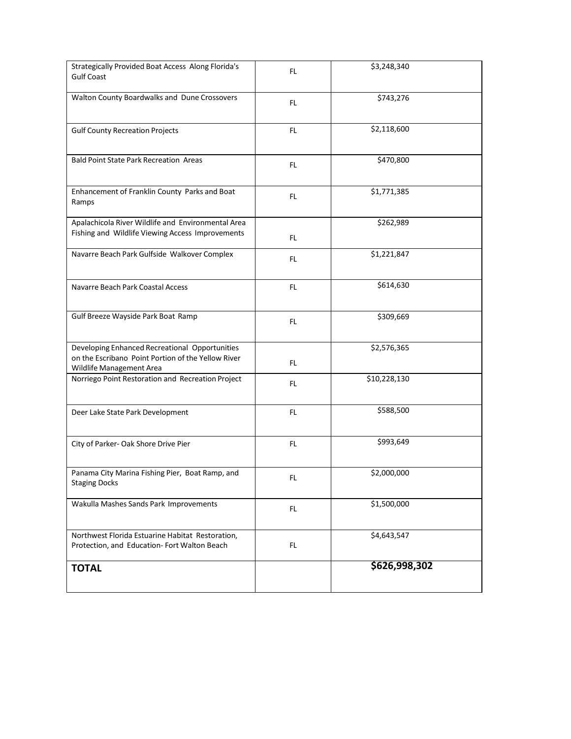| | | |
|---|---|---|
| Strategically Provided Boat Access Along Florida's Gulf Coast | FL | $3,248,340 |
| Walton County Boardwalks and Dune Crossovers | FL | $743,276 |
| Gulf County Recreation Projects | FL | $2,118,600 |
| Bald Point State Park Recreation Areas | FL | $470,800 |
| Enhancement of Franklin County Parks and Boat Ramps | FL | $1,771,385 |
| Apalachicola River Wildlife and Environmental Area Fishing and Wildlife Viewing Access Improvements | FL | $262,989 |
| Navarre Beach Park Gulfside Walkover Complex | FL | $1,221,847 |
| Navarre Beach Park Coastal Access | FL | $614,630 |
| Gulf Breeze Wayside Park Boat Ramp | FL | $309,669 |
| Developing Enhanced Recreational Opportunities on the Escribano Point Portion of the Yellow River Wildlife Management Area | FL | $2,576,365 |
| Norriego Point Restoration and Recreation Project | FL | $10,228,130 |
| Deer Lake State Park Development | FL | $588,500 |
| City of Parker- Oak Shore Drive Pier | FL | $993,649 |
| Panama City Marina Fishing Pier, Boat Ramp, and Staging Docks | FL | $2,000,000 |
| Wakulla Mashes Sands Park Improvements | FL | $1,500,000 |
| Northwest Florida Estuarine Habitat Restoration, Protection, and Education- Fort Walton Beach | FL | $4,643,547 |
| **TOTAL** | | **$626,998,302** |